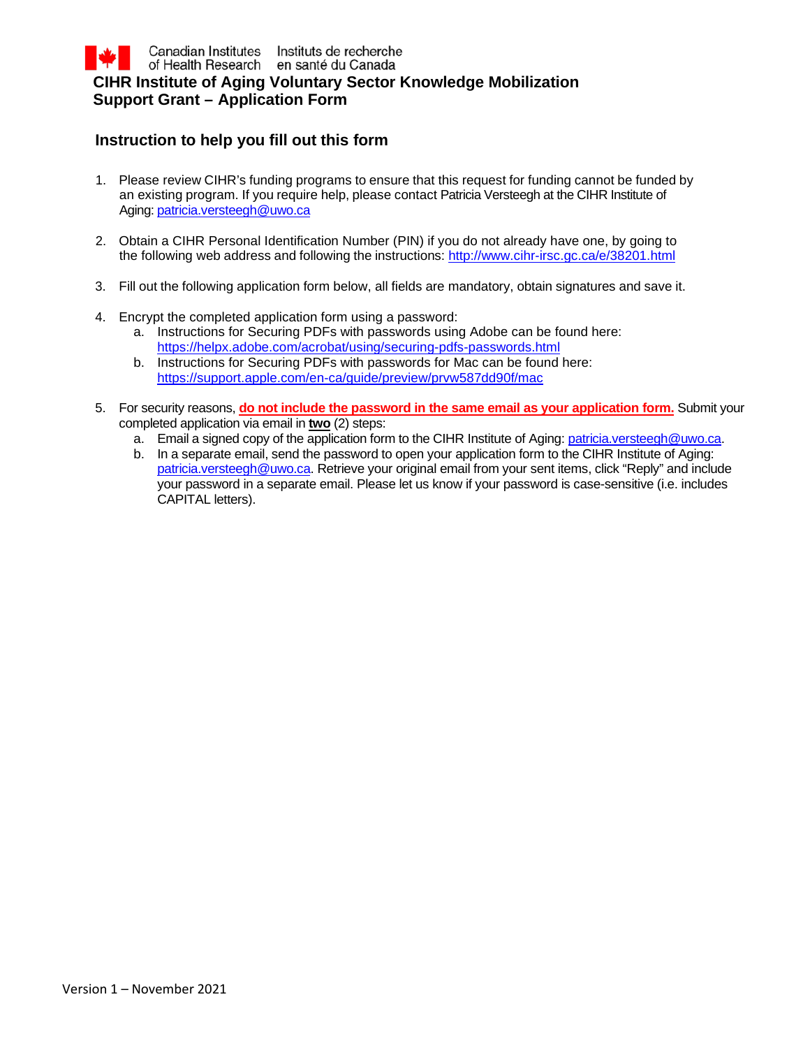Canadian Institutes of Health Research | Instituts de recherche en santé du Canada

# CIHR Institute of Aging Voluntary Sector Knowledge Mobilization Support Grant – Application Form

## Instruction to help you fill out this form

1. Please review CIHR's funding programs to ensure that this request for funding cannot be funded by an existing program. If you require help, please contact Patricia Versteegh at the CIHR Institute of Aging: patricia.versteegh@uwo.ca

2. Obtain a CIHR Personal Identification Number (PIN) if you do not already have one, by going to the following web address and following the instructions: http://www.cihr-irsc.gc.ca/e/38201.html

3. Fill out the following application form below, all fields are mandatory, obtain signatures and save it.

4. Encrypt the completed application form using a password:
   a. Instructions for Securing PDFs with passwords using Adobe can be found here: https://helpx.adobe.com/acrobat/using/securing-pdfs-passwords.html
   b. Instructions for Securing PDFs with passwords for Mac can be found here: https://support.apple.com/en-ca/guide/preview/prvw587dd90f/mac

5. For security reasons, **do not include the password in the same email as your application form.** Submit your completed application via email in **two** (2) steps:
   a. Email a signed copy of the application form to the CIHR Institute of Aging: patricia.versteegh@uwo.ca.
   b. In a separate email, send the password to open your application form to the CIHR Institute of Aging: patricia.versteegh@uwo.ca. Retrieve your original email from your sent items, click "Reply" and include your password in a separate email. Please let us know if your password is case-sensitive (i.e. includes CAPITAL letters).

Version 1 – November 2021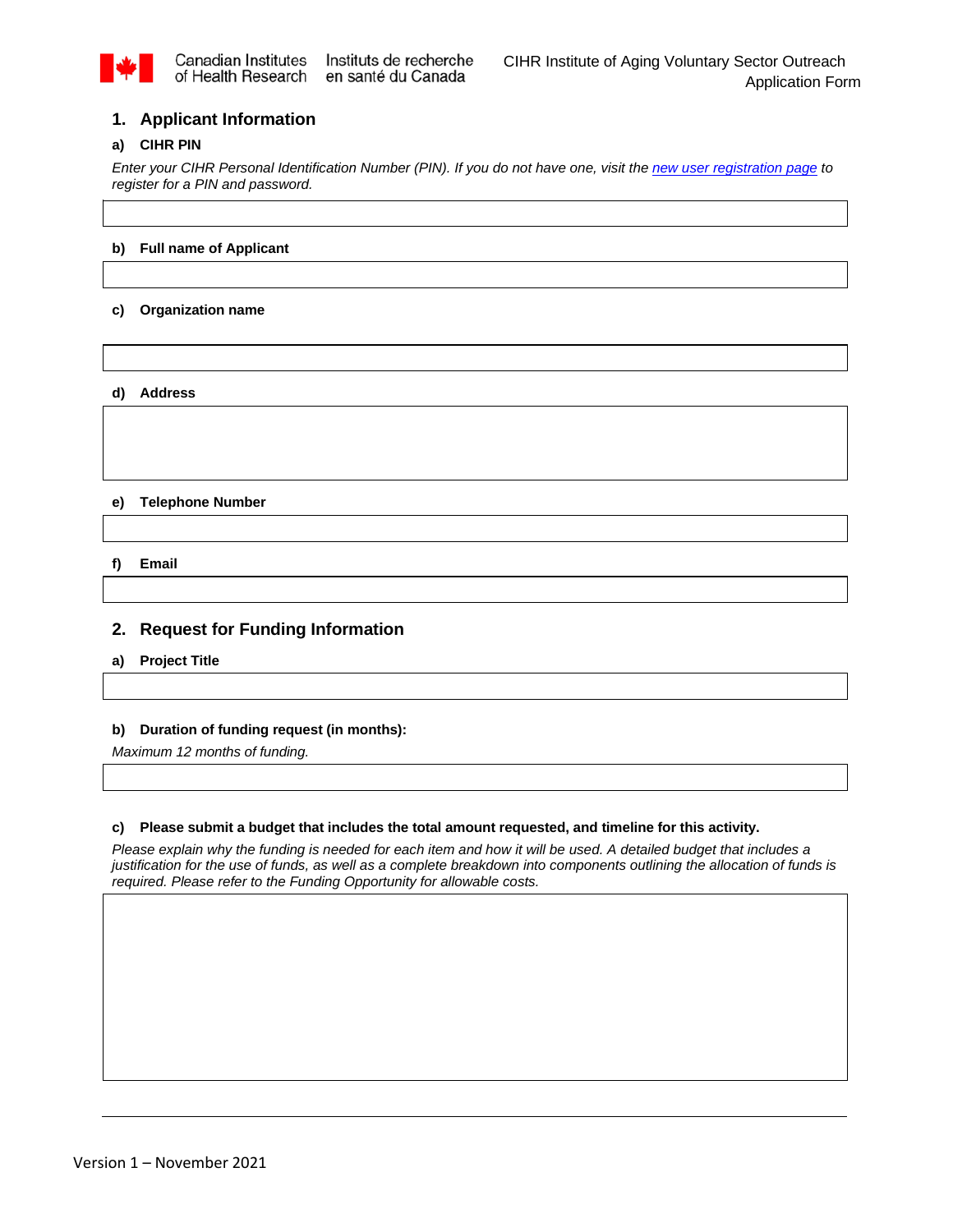## 1. Applicant Information

### a) CIHR PIN

*Enter your CIHR Personal Identification Number (PIN). If you do not have one, visit the new user registration page to register for a PIN and password.*

### b) Full name of Applicant

### c) Organization name

### d) Address

### e) Telephone Number

### f) Email

## 2. Request for Funding Information

### a) Project Title

### b) Duration of funding request (in months):

*Maximum 12 months of funding.*

### c) Please submit a budget that includes the total amount requested, and timeline for this activity.

*Please explain why the funding is needed for each item and how it will be used. A detailed budget that includes a justification for the use of funds, as well as a complete breakdown into components outlining the allocation of funds is required. Please refer to the Funding Opportunity for allowable costs.*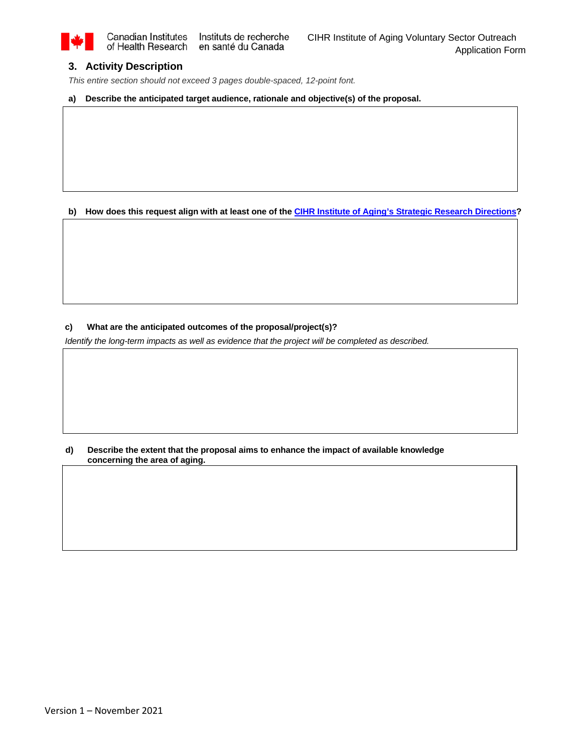## 3. Activity Description

*This entire section should not exceed 3 pages double-spaced, 12-point font.*

**a) Describe the anticipated target audience, rationale and objective(s) of the proposal.**

|   |
|---|
|   |

**b) How does this request align with at least one of the [CIHR Institute of Aging's Strategic Research Directions](#)?**

|   |
|---|
|   |

**c) What are the anticipated outcomes of the proposal/project(s)?**

*Identify the long-term impacts as well as evidence that the project will be completed as described.*

|   |
|---|
|   |

**d) Describe the extent that the proposal aims to enhance the impact of available knowledge concerning the area of aging.**

|   |
|---|
|   |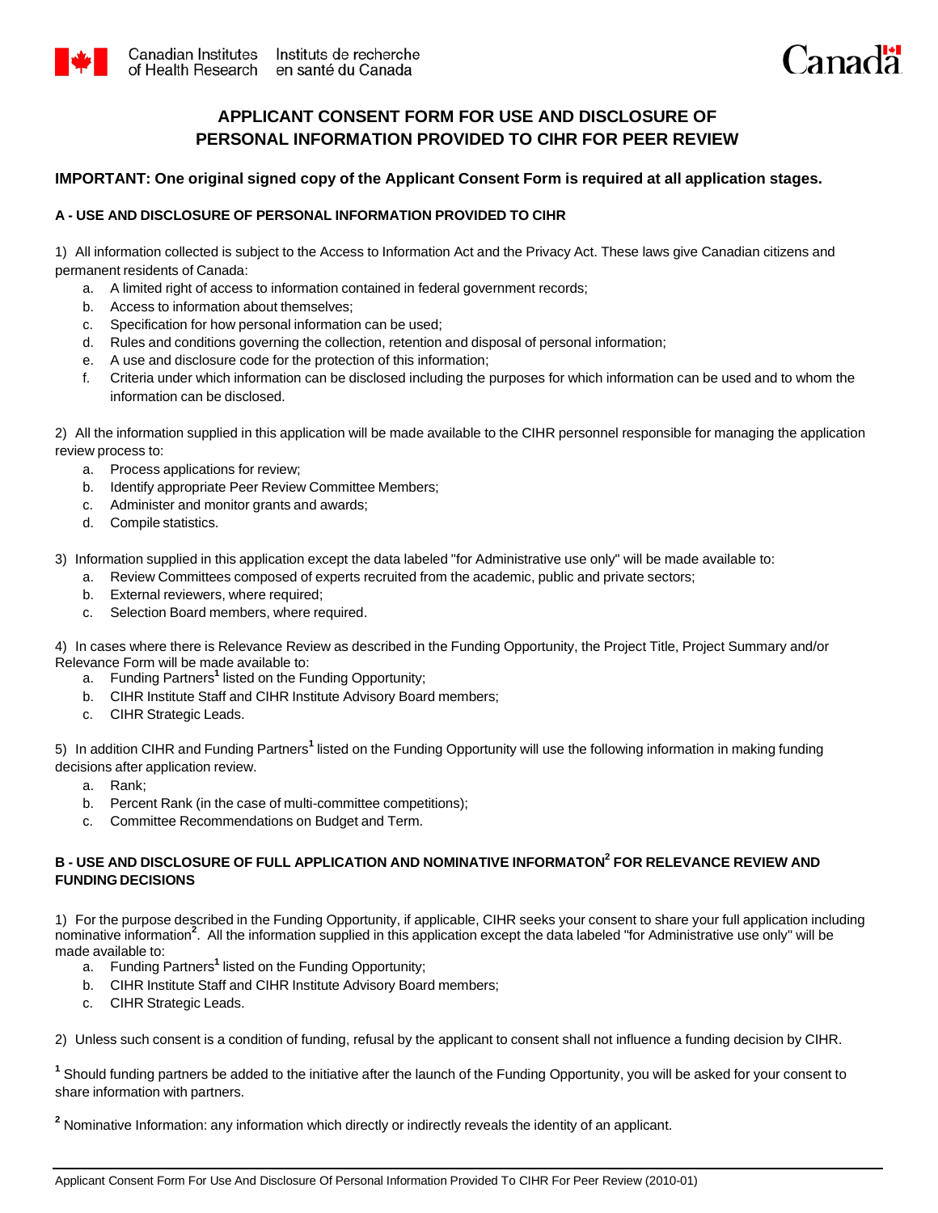Canadian Institutes of Health Research | Instituts de recherche en santé du Canada

Canada

# APPLICANT CONSENT FORM FOR USE AND DISCLOSURE OF PERSONAL INFORMATION PROVIDED TO CIHR FOR PEER REVIEW

**IMPORTANT: One original signed copy of the Applicant Consent Form is required at all application stages.**

### A - USE AND DISCLOSURE OF PERSONAL INFORMATION PROVIDED TO CIHR

1) All information collected is subject to the Access to Information Act and the Privacy Act. These laws give Canadian citizens and permanent residents of Canada:

a. A limited right of access to information contained in federal government records;
b. Access to information about themselves;
c. Specification for how personal information can be used;
d. Rules and conditions governing the collection, retention and disposal of personal information;
e. A use and disclosure code for the protection of this information;
f. Criteria under which information can be disclosed including the purposes for which information can be used and to whom the information can be disclosed.

2) All the information supplied in this application will be made available to the CIHR personnel responsible for managing the application review process to:

a. Process applications for review;
b. Identify appropriate Peer Review Committee Members;
c. Administer and monitor grants and awards;
d. Compile statistics.

3) Information supplied in this application except the data labeled "for Administrative use only" will be made available to:

a. Review Committees composed of experts recruited from the academic, public and private sectors;
b. External reviewers, where required;
c. Selection Board members, where required.

4) In cases where there is Relevance Review as described in the Funding Opportunity, the Project Title, Project Summary and/or Relevance Form will be made available to:

a. Funding Partners[1] listed on the Funding Opportunity;
b. CIHR Institute Staff and CIHR Institute Advisory Board members;
c. CIHR Strategic Leads.

5) In addition CIHR and Funding Partners[1] listed on the Funding Opportunity will use the following information in making funding decisions after application review.

a. Rank;
b. Percent Rank (in the case of multi-committee competitions);
c. Committee Recommendations on Budget and Term.

### B - USE AND DISCLOSURE OF FULL APPLICATION AND NOMINATIVE INFORMATON[2] FOR RELEVANCE REVIEW AND FUNDING DECISIONS

1) For the purpose described in the Funding Opportunity, if applicable, CIHR seeks your consent to share your full application including nominative information[2]. All the information supplied in this application except the data labeled "for Administrative use only" will be made available to:

a. Funding Partners[1] listed on the Funding Opportunity;
b. CIHR Institute Staff and CIHR Institute Advisory Board members;
c. CIHR Strategic Leads.

2) Unless such consent is a condition of funding, refusal by the applicant to consent shall not influence a funding decision by CIHR.

[1] Should funding partners be added to the initiative after the launch of the Funding Opportunity, you will be asked for your consent to share information with partners.

[2] Nominative Information: any information which directly or indirectly reveals the identity of an applicant.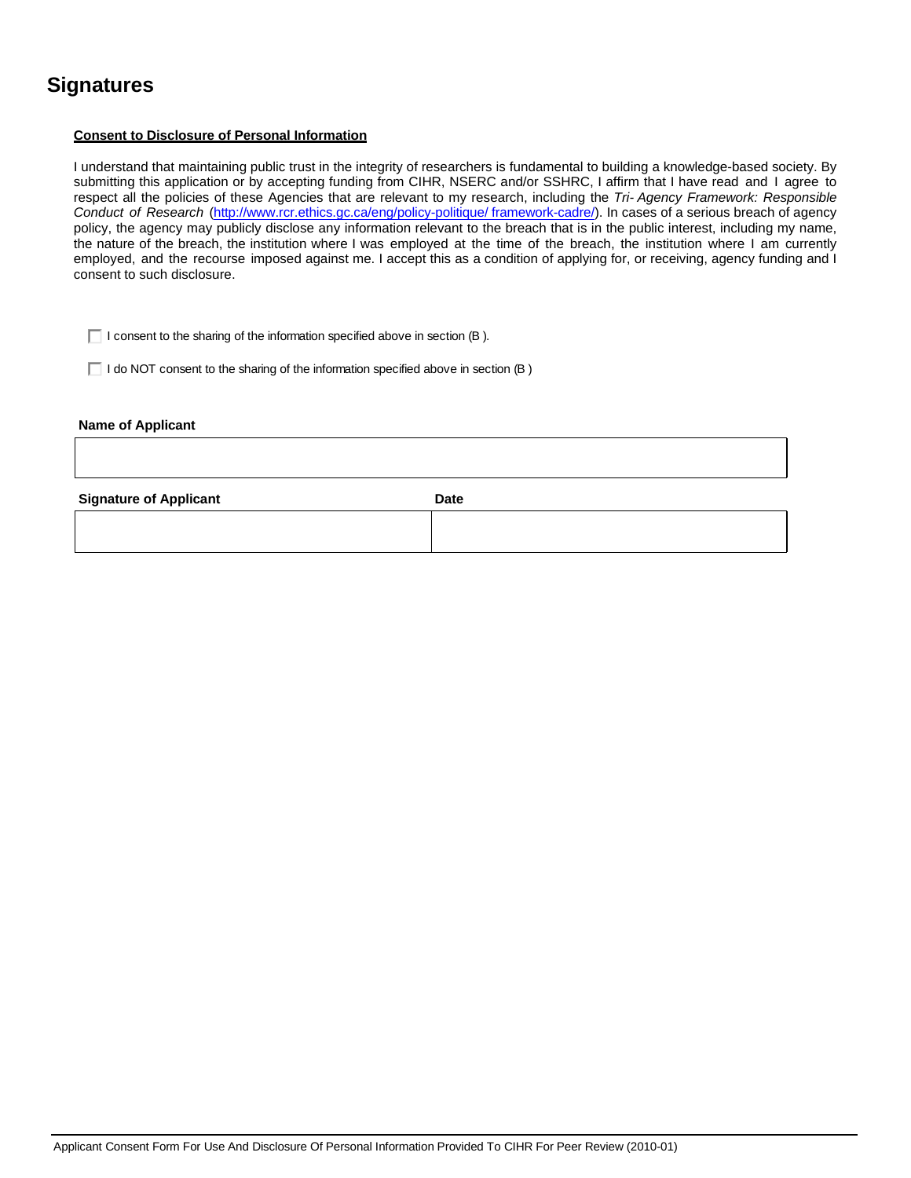# Signatures

**Consent to Disclosure of Personal Information**

I understand that maintaining public trust in the integrity of researchers is fundamental to building a knowledge-based society. By submitting this application or by accepting funding from CIHR, NSERC and/or SSHRC, I affirm that I have read and I agree to respect all the policies of these Agencies that are relevant to my research, including the *Tri- Agency Framework: Responsible Conduct of Research* (http://www.rcr.ethics.gc.ca/eng/policy-politique/ framework-cadre/). In cases of a serious breach of agency policy, the agency may publicly disclose any information relevant to the breach that is in the public interest, including my name, the nature of the breach, the institution where I was employed at the time of the breach, the institution where I am currently employed, and the recourse imposed against me. I accept this as a condition of applying for, or receiving, agency funding and I consent to such disclosure.

☐ I consent to the sharing of the information specified above in section (B ).

☐ I do NOT consent to the sharing of the information specified above in section (B )

**Name of Applicant**

| |
|---|
| |

| **Signature of Applicant** | **Date** |
|---|---|
| | |

Applicant Consent Form For Use And Disclosure Of Personal Information Provided To CIHR For Peer Review (2010-01)